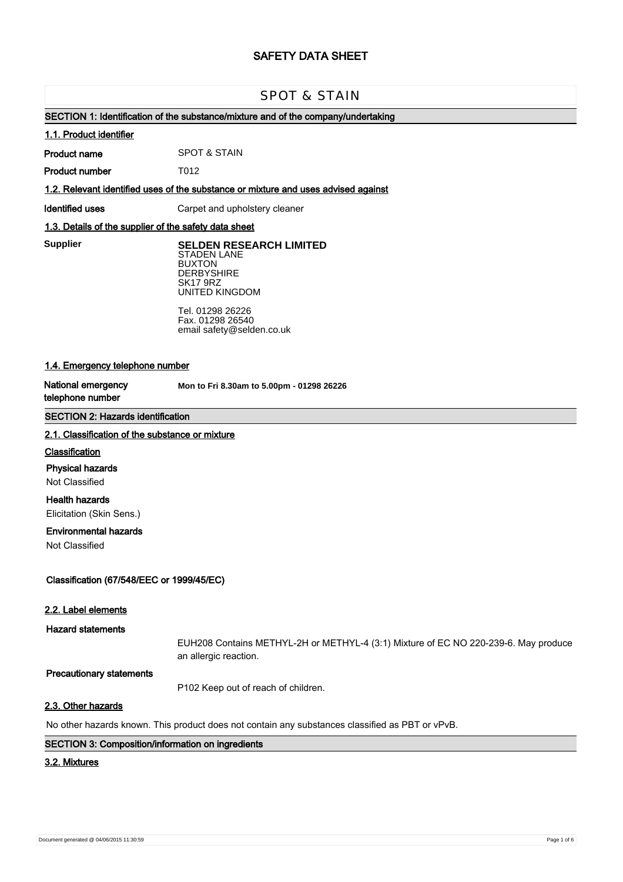# SAFETY DATA SHEET

## SPOT & STAIN

### SECTION 1: Identification of the substance/mixture and of the company/undertaking

#### 1.1. Product identifier

**Product name** SPOT & STAIN

**Product number** T012

#### 1.2. Relevant identified uses of the substance or mixture and uses advised against

**Identified uses** Carpet and upholstery cleaner

#### 1.3. Details of the supplier of the safety data sheet

**Supplier**

**SELDEN RESEARCH LIMITED**
STADEN LANE
BUXTON
DERBYSHIRE
SK17 9RZ
UNITED KINGDOM

Tel. 01298 26226
Fax. 01298 26540
email safety@selden.co.uk

#### 1.4. Emergency telephone number

**National emergency telephone number** **Mon to Fri 8.30am to 5.00pm - 01298 26226**

### SECTION 2: Hazards identification

#### 2.1. Classification of the substance or mixture

**Classification**

**Physical hazards**
Not Classified

**Health hazards**
Elicitation (Skin Sens.)

**Environmental hazards**
Not Classified

**Classification (67/548/EEC or 1999/45/EC)**

#### 2.2. Label elements

**Hazard statements**

EUH208 Contains METHYL-2H or METHYL-4 (3:1) Mixture of EC NO 220-239-6. May produce an allergic reaction.

**Precautionary statements**

P102 Keep out of reach of children.

#### 2.3. Other hazards

No other hazards known. This product does not contain any substances classified as PBT or vPvB.

### SECTION 3: Composition/information on ingredients

#### 3.2. Mixtures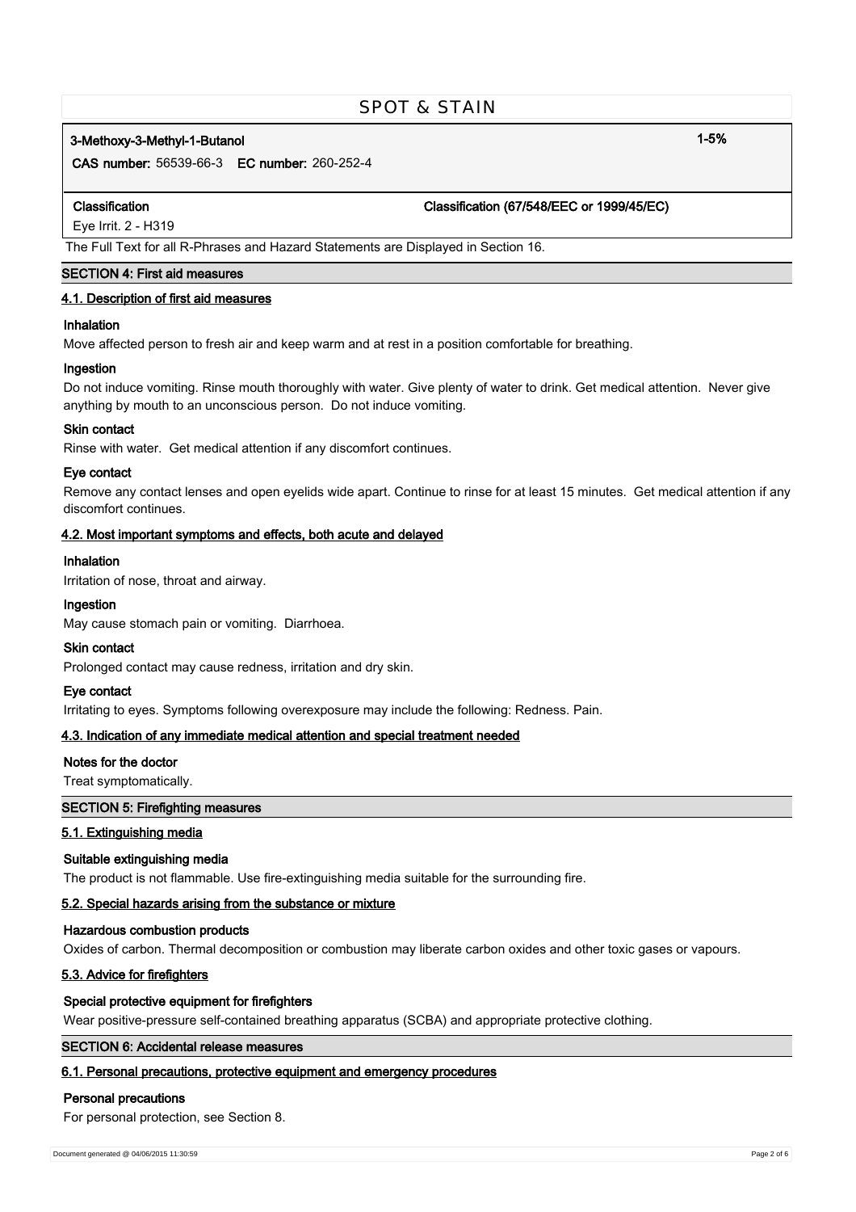**3-Methoxy-3-Methyl-1-Butanol** **1-5%**

**CAS number:** 56539-66-3 **EC number:** 260-252-4

| **Classification** | **Classification (67/548/EEC or 1999/45/EC)** |
|---|---|
| Eye Irrit. 2 - H319 | |

The Full Text for all R-Phrases and Hazard Statements are Displayed in Section 16.

## SECTION 4: First aid measures

### 4.1. Description of first aid measures

**Inhalation**

Move affected person to fresh air and keep warm and at rest in a position comfortable for breathing.

**Ingestion**

Do not induce vomiting. Rinse mouth thoroughly with water. Give plenty of water to drink. Get medical attention. Never give anything by mouth to an unconscious person. Do not induce vomiting.

**Skin contact**

Rinse with water. Get medical attention if any discomfort continues.

**Eye contact**

Remove any contact lenses and open eyelids wide apart. Continue to rinse for at least 15 minutes. Get medical attention if any discomfort continues.

### 4.2. Most important symptoms and effects, both acute and delayed

**Inhalation**

Irritation of nose, throat and airway.

**Ingestion**

May cause stomach pain or vomiting. Diarrhoea.

**Skin contact**

Prolonged contact may cause redness, irritation and dry skin.

**Eye contact**

Irritating to eyes. Symptoms following overexposure may include the following: Redness. Pain.

### 4.3. Indication of any immediate medical attention and special treatment needed

**Notes for the doctor**

Treat symptomatically.

## SECTION 5: Firefighting measures

### 5.1. Extinguishing media

**Suitable extinguishing media**

The product is not flammable. Use fire-extinguishing media suitable for the surrounding fire.

### 5.2. Special hazards arising from the substance or mixture

**Hazardous combustion products**

Oxides of carbon. Thermal decomposition or combustion may liberate carbon oxides and other toxic gases or vapours.

### 5.3. Advice for firefighters

**Special protective equipment for firefighters**

Wear positive-pressure self-contained breathing apparatus (SCBA) and appropriate protective clothing.

## SECTION 6: Accidental release measures

### 6.1. Personal precautions, protective equipment and emergency procedures

**Personal precautions**

For personal protection, see Section 8.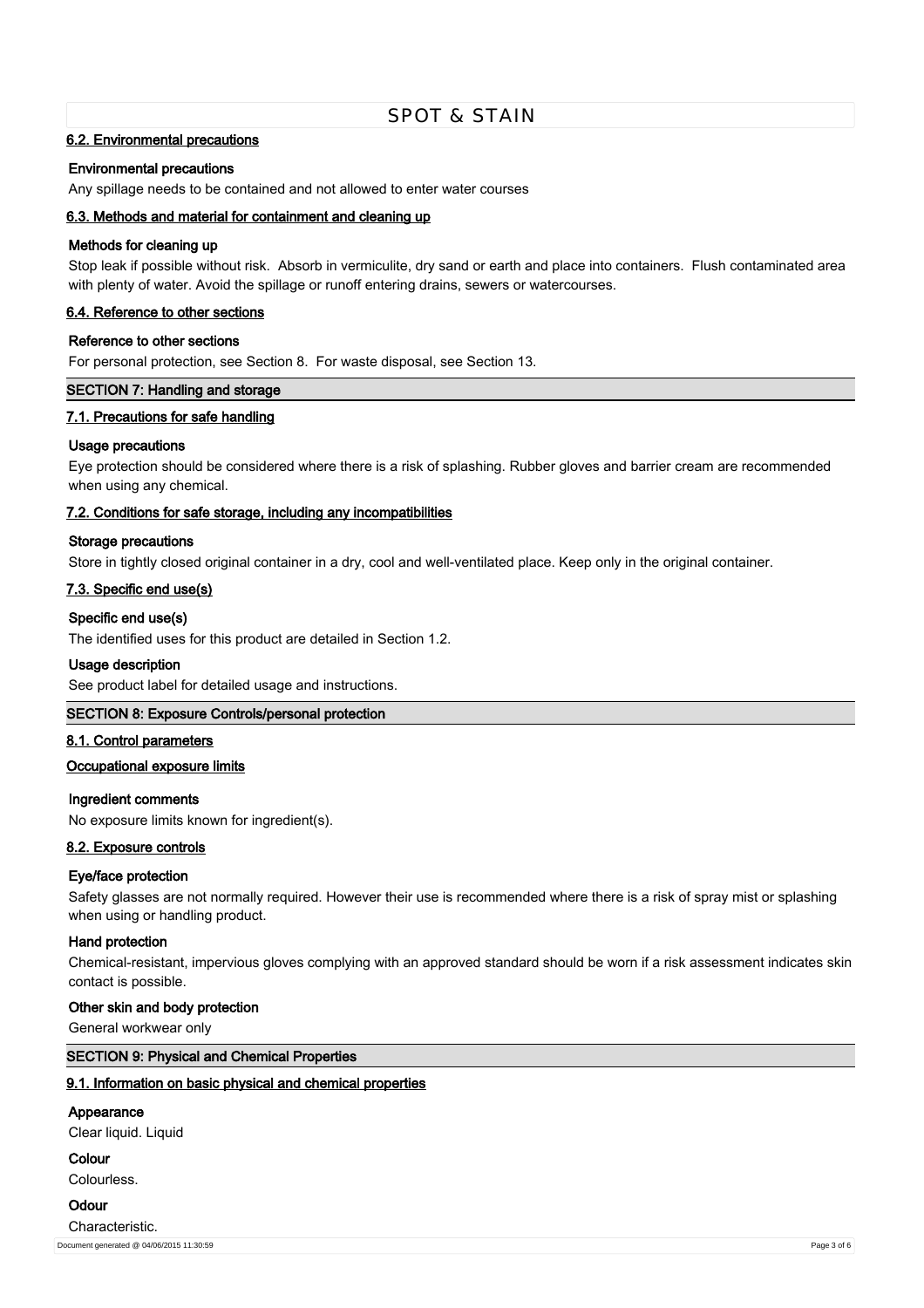### 6.2. Environmental precautions

**Environmental precautions**

Any spillage needs to be contained and not allowed to enter water courses

### 6.3. Methods and material for containment and cleaning up

**Methods for cleaning up**

Stop leak if possible without risk. Absorb in vermiculite, dry sand or earth and place into containers. Flush contaminated area with plenty of water. Avoid the spillage or runoff entering drains, sewers or watercourses.

### 6.4. Reference to other sections

**Reference to other sections**

For personal protection, see Section 8. For waste disposal, see Section 13.

## SECTION 7: Handling and storage

### 7.1. Precautions for safe handling

**Usage precautions**

Eye protection should be considered where there is a risk of splashing. Rubber gloves and barrier cream are recommended when using any chemical.

### 7.2. Conditions for safe storage, including any incompatibilities

**Storage precautions**

Store in tightly closed original container in a dry, cool and well-ventilated place. Keep only in the original container.

### 7.3. Specific end use(s)

**Specific end use(s)**

The identified uses for this product are detailed in Section 1.2.

**Usage description**

See product label for detailed usage and instructions.

## SECTION 8: Exposure Controls/personal protection

### 8.1. Control parameters

### Occupational exposure limits

**Ingredient comments**

No exposure limits known for ingredient(s).

### 8.2. Exposure controls

**Eye/face protection**

Safety glasses are not normally required. However their use is recommended where there is a risk of spray mist or splashing when using or handling product.

**Hand protection**

Chemical-resistant, impervious gloves complying with an approved standard should be worn if a risk assessment indicates skin contact is possible.

**Other skin and body protection**

General workwear only

## SECTION 9: Physical and Chemical Properties

### 9.1. Information on basic physical and chemical properties

**Appearance**

Clear liquid. Liquid

**Colour**

Colourless.

**Odour**

Characteristic.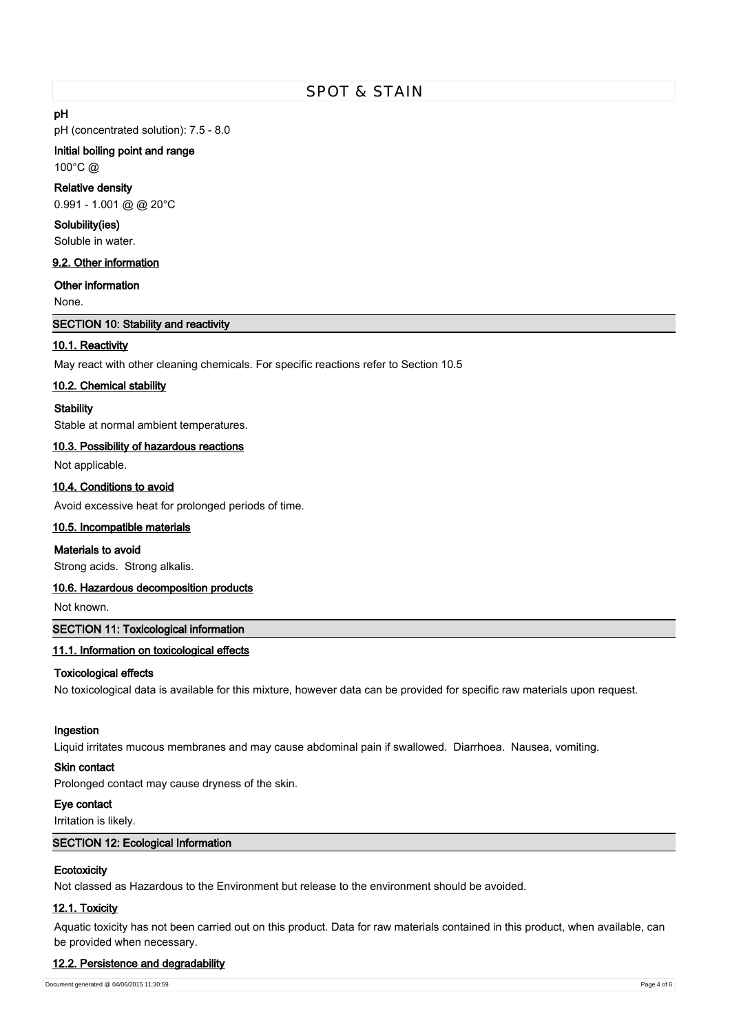**pH**

pH (concentrated solution): 7.5 - 8.0

**Initial boiling point and range**

100°C @

**Relative density**

0.991 - 1.001 @ @ 20°C

**Solubility(ies)**

Soluble in water.

### 9.2. Other information

**Other information**

None.

## SECTION 10: Stability and reactivity

### 10.1. Reactivity

May react with other cleaning chemicals. For specific reactions refer to Section 10.5

### 10.2. Chemical stability

**Stability**

Stable at normal ambient temperatures.

### 10.3. Possibility of hazardous reactions

Not applicable.

### 10.4. Conditions to avoid

Avoid excessive heat for prolonged periods of time.

### 10.5. Incompatible materials

**Materials to avoid**

Strong acids. Strong alkalis.

### 10.6. Hazardous decomposition products

Not known.

## SECTION 11: Toxicological information

### 11.1. Information on toxicological effects

**Toxicological effects**

No toxicological data is available for this mixture, however data can be provided for specific raw materials upon request.

**Ingestion**

Liquid irritates mucous membranes and may cause abdominal pain if swallowed. Diarrhoea. Nausea, vomiting.

**Skin contact**

Prolonged contact may cause dryness of the skin.

**Eye contact**

Irritation is likely.

## SECTION 12: Ecological Information

**Ecotoxicity**

Not classed as Hazardous to the Environment but release to the environment should be avoided.

### 12.1. Toxicity

Aquatic toxicity has not been carried out on this product. Data for raw materials contained in this product, when available, can be provided when necessary.

### 12.2. Persistence and degradability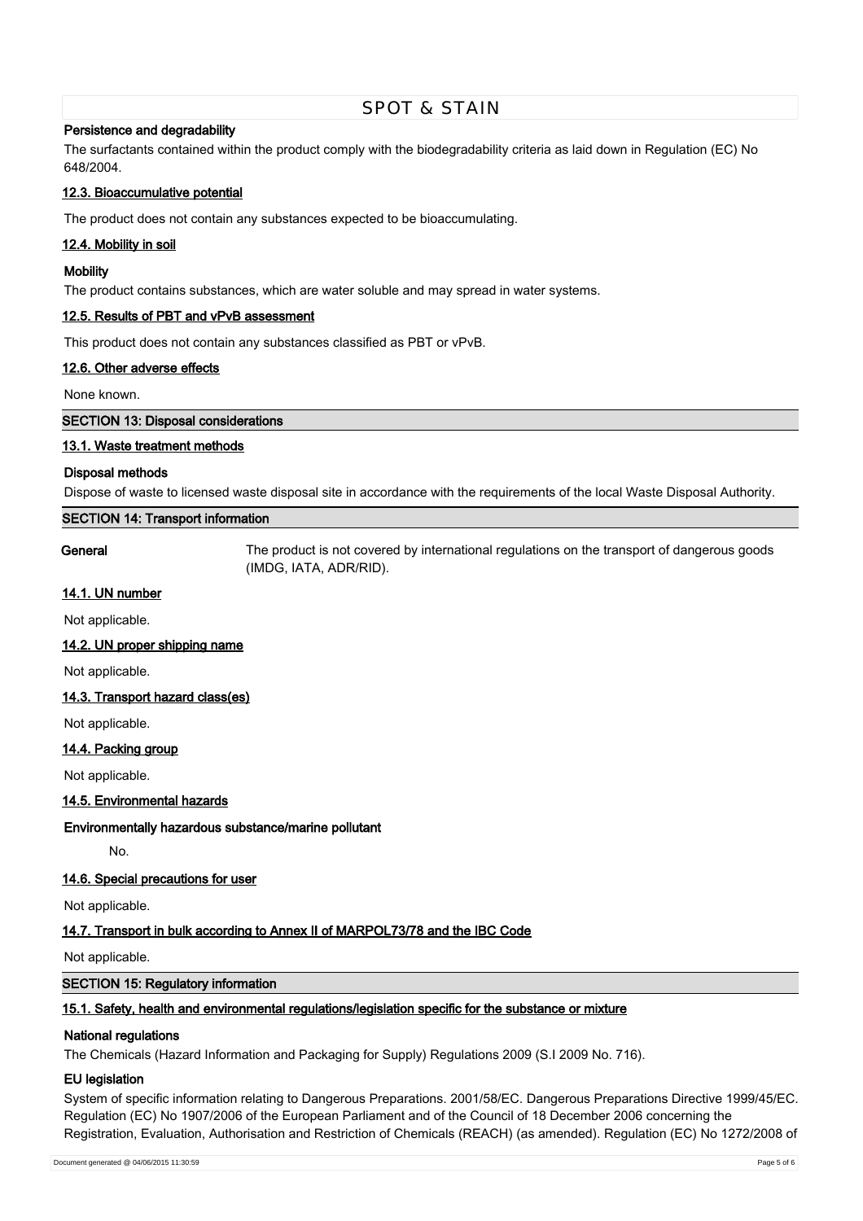**Persistence and degradability**

The surfactants contained within the product comply with the biodegradability criteria as laid down in Regulation (EC) No 648/2004.

### 12.3. Bioaccumulative potential

The product does not contain any substances expected to be bioaccumulating.

### 12.4. Mobility in soil

**Mobility**

The product contains substances, which are water soluble and may spread in water systems.

### 12.5. Results of PBT and vPvB assessment

This product does not contain any substances classified as PBT or vPvB.

### 12.6. Other adverse effects

None known.

## SECTION 13: Disposal considerations

### 13.1. Waste treatment methods

**Disposal methods**

Dispose of waste to licensed waste disposal site in accordance with the requirements of the local Waste Disposal Authority.

## SECTION 14: Transport information

**General** The product is not covered by international regulations on the transport of dangerous goods (IMDG, IATA, ADR/RID).

### 14.1. UN number

Not applicable.

### 14.2. UN proper shipping name

Not applicable.

### 14.3. Transport hazard class(es)

Not applicable.

### 14.4. Packing group

Not applicable.

### 14.5. Environmental hazards

**Environmentally hazardous substance/marine pollutant**

No.

### 14.6. Special precautions for user

Not applicable.

### 14.7. Transport in bulk according to Annex II of MARPOL73/78 and the IBC Code

Not applicable.

## SECTION 15: Regulatory information

### 15.1. Safety, health and environmental regulations/legislation specific for the substance or mixture

**National regulations**

The Chemicals (Hazard Information and Packaging for Supply) Regulations 2009 (S.I 2009 No. 716).

**EU legislation**

System of specific information relating to Dangerous Preparations. 2001/58/EC. Dangerous Preparations Directive 1999/45/EC. Regulation (EC) No 1907/2006 of the European Parliament and of the Council of 18 December 2006 concerning the Registration, Evaluation, Authorisation and Restriction of Chemicals (REACH) (as amended). Regulation (EC) No 1272/2008 of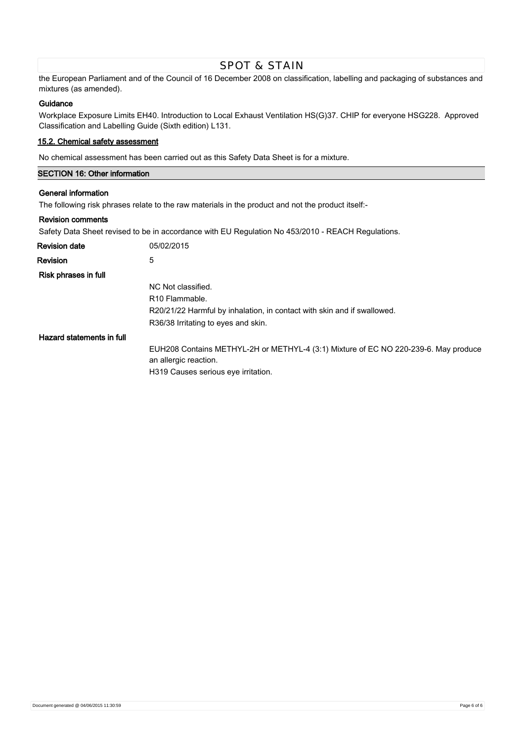the European Parliament and of the Council of 16 December 2008 on classification, labelling and packaging of substances and mixtures (as amended).

**Guidance**

Workplace Exposure Limits EH40. Introduction to Local Exhaust Ventilation HS(G)37. CHIP for everyone HSG228. Approved Classification and Labelling Guide (Sixth edition) L131.

### 15.2. Chemical safety assessment

No chemical assessment has been carried out as this Safety Data Sheet is for a mixture.

## SECTION 16: Other information

**General information**

The following risk phrases relate to the raw materials in the product and not the product itself:-

**Revision comments**

Safety Data Sheet revised to be in accordance with EU Regulation No 453/2010 - REACH Regulations.

**Revision date** 05/02/2015

**Revision** 5

**Risk phrases in full**

NC Not classified.
R10 Flammable.
R20/21/22 Harmful by inhalation, in contact with skin and if swallowed.
R36/38 Irritating to eyes and skin.

**Hazard statements in full**

EUH208 Contains METHYL-2H or METHYL-4 (3:1) Mixture of EC NO 220-239-6. May produce an allergic reaction.
H319 Causes serious eye irritation.